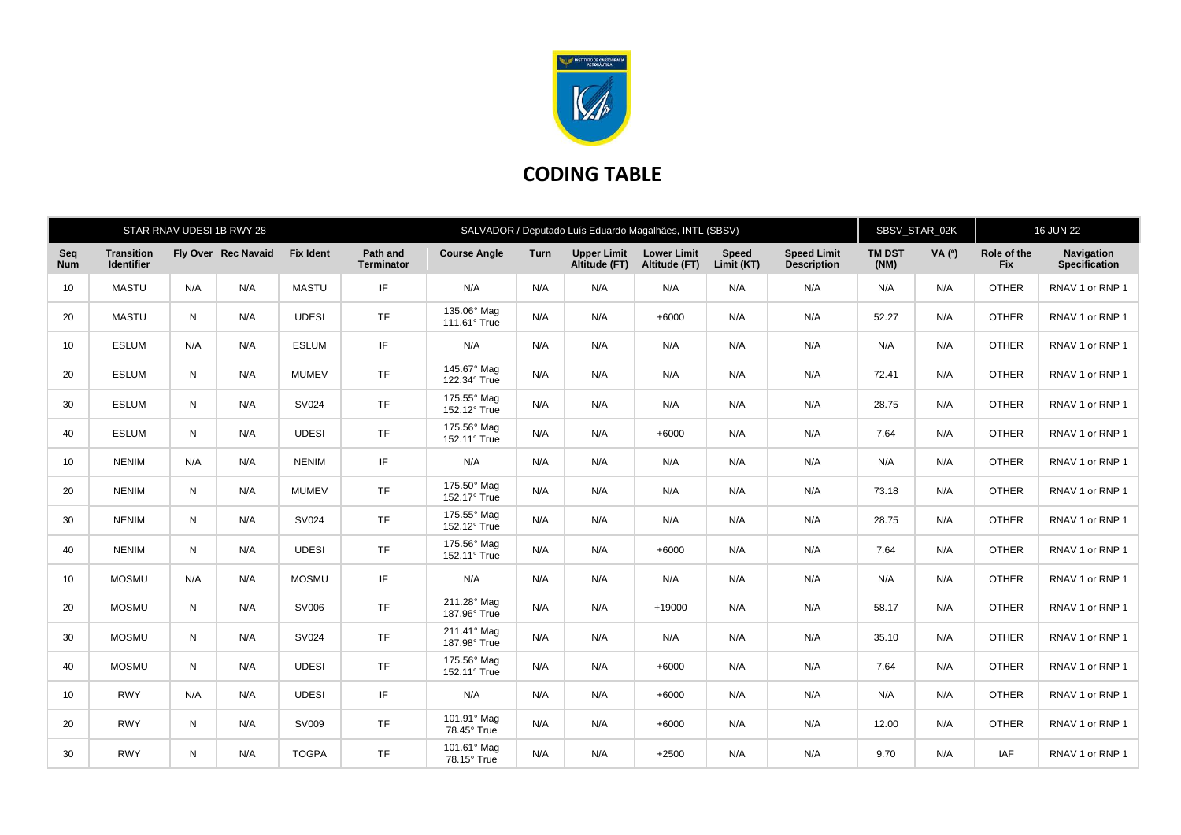# CODING TABLE

| STAR RNAV UDESI 1B RWY 28 | | | | | SALVADOR / Deputado Luís Eduardo Magalhães, INTL (SBSV) | | | | | | | SBSV_STAR_02K | | 16 JUN 22 | |
|---|---|---|---|---|---|---|---|---|---|---|---|---|---|---|---|
| **Seq Num** | **Transition Identifier** | **Fly Over** | **Rec Navaid** | **Fix Ident** | **Path and Terminator** | **Course Angle** | **Turn** | **Upper Limit Altitude (FT)** | **Lower Limit Altitude (FT)** | **Speed Limit (KT)** | **Speed Limit Description** | **TM DST (NM)** | **VA (º)** | **Role of the Fix** | **Navigation Specification** |
| 10 | MASTU | N/A | N/A | MASTU | IF | N/A | N/A | N/A | N/A | N/A | N/A | N/A | N/A | OTHER | RNAV 1 or RNP 1 |
| 20 | MASTU | N | N/A | UDESI | TF | 135.06° Mag 111.61° True | N/A | N/A | +6000 | N/A | N/A | 52.27 | N/A | OTHER | RNAV 1 or RNP 1 |
| 10 | ESLUM | N/A | N/A | ESLUM | IF | N/A | N/A | N/A | N/A | N/A | N/A | N/A | N/A | OTHER | RNAV 1 or RNP 1 |
| 20 | ESLUM | N | N/A | MUMEV | TF | 145.67° Mag 122.34° True | N/A | N/A | N/A | N/A | N/A | 72.41 | N/A | OTHER | RNAV 1 or RNP 1 |
| 30 | ESLUM | N | N/A | SV024 | TF | 175.55° Mag 152.12° True | N/A | N/A | N/A | N/A | N/A | 28.75 | N/A | OTHER | RNAV 1 or RNP 1 |
| 40 | ESLUM | N | N/A | UDESI | TF | 175.56° Mag 152.11° True | N/A | N/A | +6000 | N/A | N/A | 7.64 | N/A | OTHER | RNAV 1 or RNP 1 |
| 10 | NENIM | N/A | N/A | NENIM | IF | N/A | N/A | N/A | N/A | N/A | N/A | N/A | N/A | OTHER | RNAV 1 or RNP 1 |
| 20 | NENIM | N | N/A | MUMEV | TF | 175.50° Mag 152.17° True | N/A | N/A | N/A | N/A | N/A | 73.18 | N/A | OTHER | RNAV 1 or RNP 1 |
| 30 | NENIM | N | N/A | SV024 | TF | 175.55° Mag 152.12° True | N/A | N/A | N/A | N/A | N/A | 28.75 | N/A | OTHER | RNAV 1 or RNP 1 |
| 40 | NENIM | N | N/A | UDESI | TF | 175.56° Mag 152.11° True | N/A | N/A | +6000 | N/A | N/A | 7.64 | N/A | OTHER | RNAV 1 or RNP 1 |
| 10 | MOSMU | N/A | N/A | MOSMU | IF | N/A | N/A | N/A | N/A | N/A | N/A | N/A | N/A | OTHER | RNAV 1 or RNP 1 |
| 20 | MOSMU | N | N/A | SV006 | TF | 211.28° Mag 187.96° True | N/A | N/A | +19000 | N/A | N/A | 58.17 | N/A | OTHER | RNAV 1 or RNP 1 |
| 30 | MOSMU | N | N/A | SV024 | TF | 211.41° Mag 187.98° True | N/A | N/A | N/A | N/A | N/A | 35.10 | N/A | OTHER | RNAV 1 or RNP 1 |
| 40 | MOSMU | N | N/A | UDESI | TF | 175.56° Mag 152.11° True | N/A | N/A | +6000 | N/A | N/A | 7.64 | N/A | OTHER | RNAV 1 or RNP 1 |
| 10 | RWY | N/A | N/A | UDESI | IF | N/A | N/A | N/A | +6000 | N/A | N/A | N/A | N/A | OTHER | RNAV 1 or RNP 1 |
| 20 | RWY | N | N/A | SV009 | TF | 101.91° Mag 78.45° True | N/A | N/A | +6000 | N/A | N/A | 12.00 | N/A | OTHER | RNAV 1 or RNP 1 |
| 30 | RWY | N | N/A | TOGPA | TF | 101.61° Mag 78.15° True | N/A | N/A | +2500 | N/A | N/A | 9.70 | N/A | IAF | RNAV 1 or RNP 1 |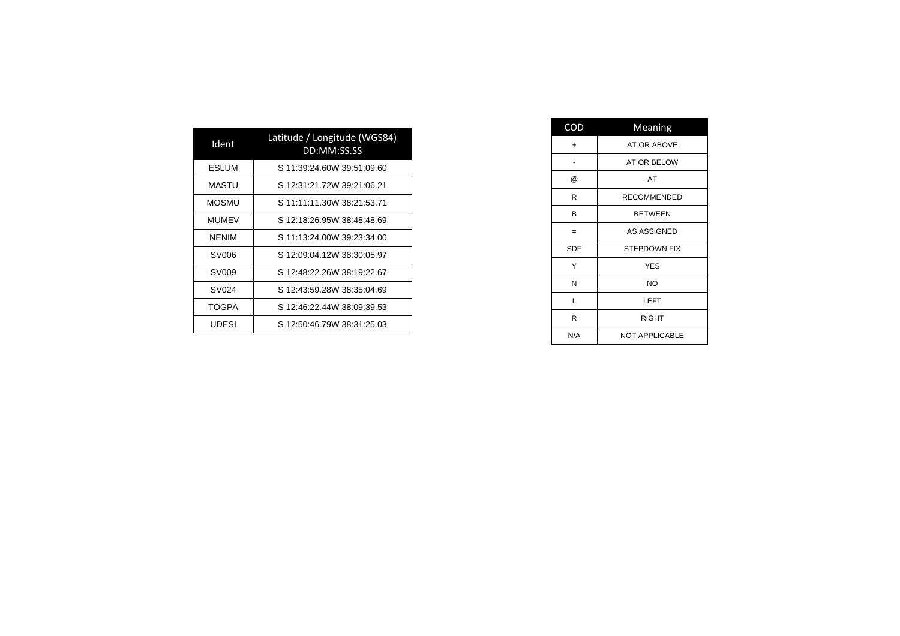| Ident | Latitude / Longitude (WGS84) DD:MM:SS.SS |
| --- | --- |
| ESLUM | S 11:39:24.60W 39:51:09.60 |
| MASTU | S 12:31:21.72W 39:21:06.21 |
| MOSMU | S 11:11:11.30W 38:21:53.71 |
| MUMEV | S 12:18:26.95W 38:48:48.69 |
| NENIM | S 11:13:24.00W 39:23:34.00 |
| SV006 | S 12:09:04.12W 38:30:05.97 |
| SV009 | S 12:48:22.26W 38:19:22.67 |
| SV024 | S 12:43:59.28W 38:35:04.69 |
| TOGPA | S 12:46:22.44W 38:09:39.53 |
| UDESI | S 12:50:46.79W 38:31:25.03 |

| COD | Meaning |
| --- | --- |
| + | AT OR ABOVE |
| - | AT OR BELOW |
| @ | AT |
| R | RECOMMENDED |
| B | BETWEEN |
| = | AS ASSIGNED |
| SDF | STEPDOWN FIX |
| Y | YES |
| N | NO |
| L | LEFT |
| R | RIGHT |
| N/A | NOT APPLICABLE |